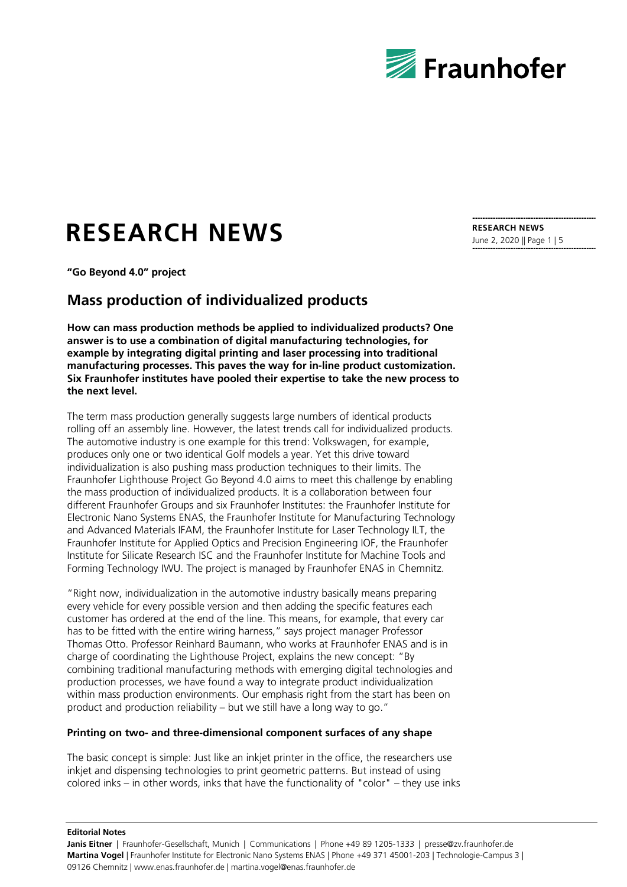# RESEARCH NEWS

**"Go Beyond 4.0" project**

## Mass production of individualized products

**How can mass production methods be applied to individualized products? One answer is to use a combination of digital manufacturing technologies, for example by integrating digital printing and laser processing into traditional manufacturing processes. This paves the way for in-line product customization. Six Fraunhofer institutes have pooled their expertise to take the new process to the next level.**

The term mass production generally suggests large numbers of identical products rolling off an assembly line. However, the latest trends call for individualized products. The automotive industry is one example for this trend: Volkswagen, for example, produces only one or two identical Golf models a year. Yet this drive toward individualization is also pushing mass production techniques to their limits. The Fraunhofer Lighthouse Project Go Beyond 4.0 aims to meet this challenge by enabling the mass production of individualized products. It is a collaboration between four different Fraunhofer Groups and six Fraunhofer Institutes: the Fraunhofer Institute for Electronic Nano Systems ENAS, the Fraunhofer Institute for Manufacturing Technology and Advanced Materials IFAM, the Fraunhofer Institute for Laser Technology ILT, the Fraunhofer Institute for Applied Optics and Precision Engineering IOF, the Fraunhofer Institute for Silicate Research ISC and the Fraunhofer Institute for Machine Tools and Forming Technology IWU. The project is managed by Fraunhofer ENAS in Chemnitz.

"Right now, individualization in the automotive industry basically means preparing every vehicle for every possible version and then adding the specific features each customer has ordered at the end of the line. This means, for example, that every car has to be fitted with the entire wiring harness," says project manager Professor Thomas Otto. Professor Reinhard Baumann, who works at Fraunhofer ENAS and is in charge of coordinating the Lighthouse Project, explains the new concept: "By combining traditional manufacturing methods with emerging digital technologies and production processes, we have found a way to integrate product individualization within mass production environments. Our emphasis right from the start has been on product and production reliability – but we still have a long way to go."

### Printing on two- and three-dimensional component surfaces of any shape

The basic concept is simple: Just like an inkjet printer in the office, the researchers use inkjet and dispensing technologies to print geometric patterns. But instead of using colored inks – in other words, inks that have the functionality of "color" – they use inks

**Editorial Notes**

**Janis Eitner** | Fraunhofer-Gesellschaft, Munich | Communications | Phone +49 89 1205-1333 | presse@zv.fraunhofer.de
**Martina Vogel** | Fraunhofer Institute for Electronic Nano Systems ENAS | Phone +49 371 45001-203 | Technologie-Campus 3 | 09126 Chemnitz | www.enas.fraunhofer.de | martina.vogel@enas.fraunhofer.de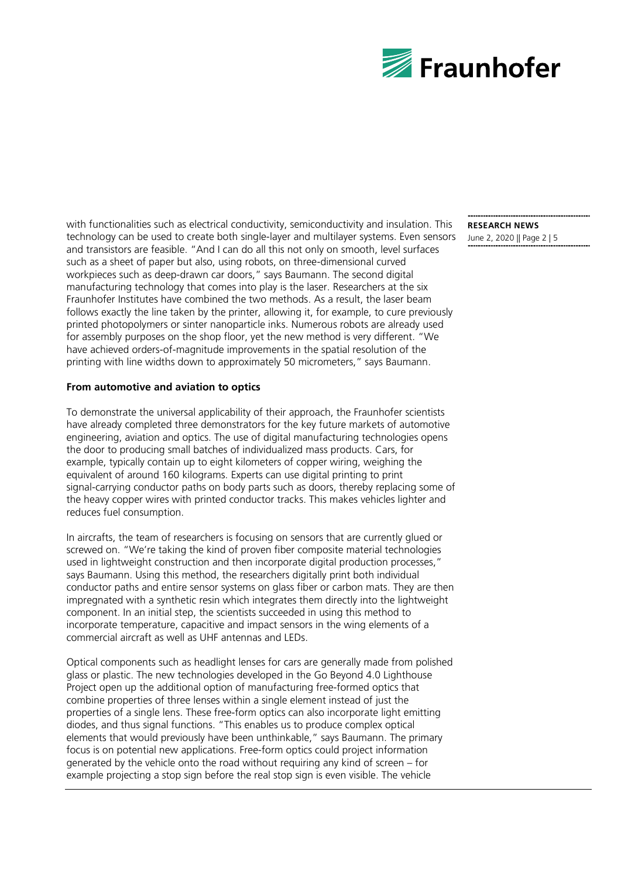with functionalities such as electrical conductivity, semiconductivity and insulation. This technology can be used to create both single-layer and multilayer systems. Even sensors and transistors are feasible. "And I can do all this not only on smooth, level surfaces such as a sheet of paper but also, using robots, on three-dimensional curved workpieces such as deep-drawn car doors," says Baumann. The second digital manufacturing technology that comes into play is the laser. Researchers at the six Fraunhofer Institutes have combined the two methods. As a result, the laser beam follows exactly the line taken by the printer, allowing it, for example, to cure previously printed photopolymers or sinter nanoparticle inks. Numerous robots are already used for assembly purposes on the shop floor, yet the new method is very different. "We have achieved orders-of-magnitude improvements in the spatial resolution of the printing with line widths down to approximately 50 micrometers," says Baumann.

**From automotive and aviation to optics**

To demonstrate the universal applicability of their approach, the Fraunhofer scientists have already completed three demonstrators for the key future markets of automotive engineering, aviation and optics. The use of digital manufacturing technologies opens the door to producing small batches of individualized mass products. Cars, for example, typically contain up to eight kilometers of copper wiring, weighing the equivalent of around 160 kilograms. Experts can use digital printing to print signal-carrying conductor paths on body parts such as doors, thereby replacing some of the heavy copper wires with printed conductor tracks. This makes vehicles lighter and reduces fuel consumption.

In aircrafts, the team of researchers is focusing on sensors that are currently glued or screwed on. "We're taking the kind of proven fiber composite material technologies used in lightweight construction and then incorporate digital production processes," says Baumann. Using this method, the researchers digitally print both individual conductor paths and entire sensor systems on glass fiber or carbon mats. They are then impregnated with a synthetic resin which integrates them directly into the lightweight component. In an initial step, the scientists succeeded in using this method to incorporate temperature, capacitive and impact sensors in the wing elements of a commercial aircraft as well as UHF antennas and LEDs.

Optical components such as headlight lenses for cars are generally made from polished glass or plastic. The new technologies developed in the Go Beyond 4.0 Lighthouse Project open up the additional option of manufacturing free-formed optics that combine properties of three lenses within a single element instead of just the properties of a single lens. These free-form optics can also incorporate light emitting diodes, and thus signal functions. "This enables us to produce complex optical elements that would previously have been unthinkable," says Baumann. The primary focus is on potential new applications. Free-form optics could project information generated by the vehicle onto the road without requiring any kind of screen – for example projecting a stop sign before the real stop sign is even visible. The vehicle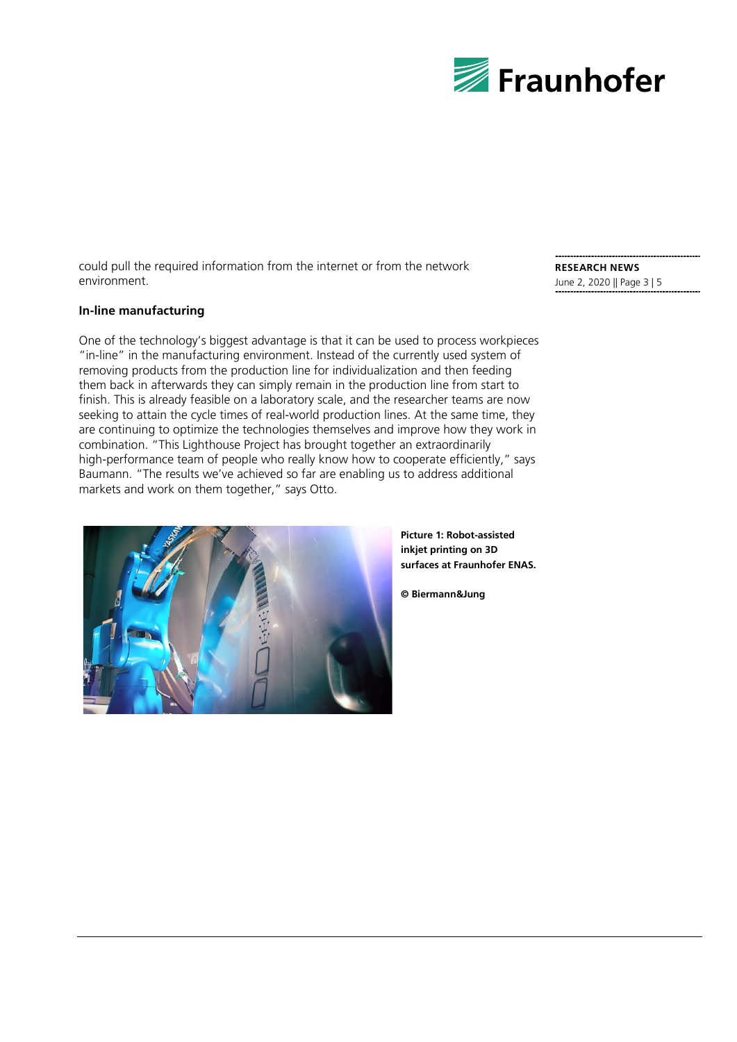could pull the required information from the internet or from the network environment.

**In-line manufacturing**

One of the technology's biggest advantage is that it can be used to process workpieces "in-line" in the manufacturing environment. Instead of the currently used system of removing products from the production line for individualization and then feeding them back in afterwards they can simply remain in the production line from start to finish. This is already feasible on a laboratory scale, and the researcher teams are now seeking to attain the cycle times of real-world production lines. At the same time, they are continuing to optimize the technologies themselves and improve how they work in combination. "This Lighthouse Project has brought together an extraordinarily high-performance team of people who really know how to cooperate efficiently," says Baumann. "The results we've achieved so far are enabling us to address additional markets and work on them together," says Otto.

**Picture 1: Robot-assisted inkjet printing on 3D surfaces at Fraunhofer ENAS.**

**© Biermann&Jung**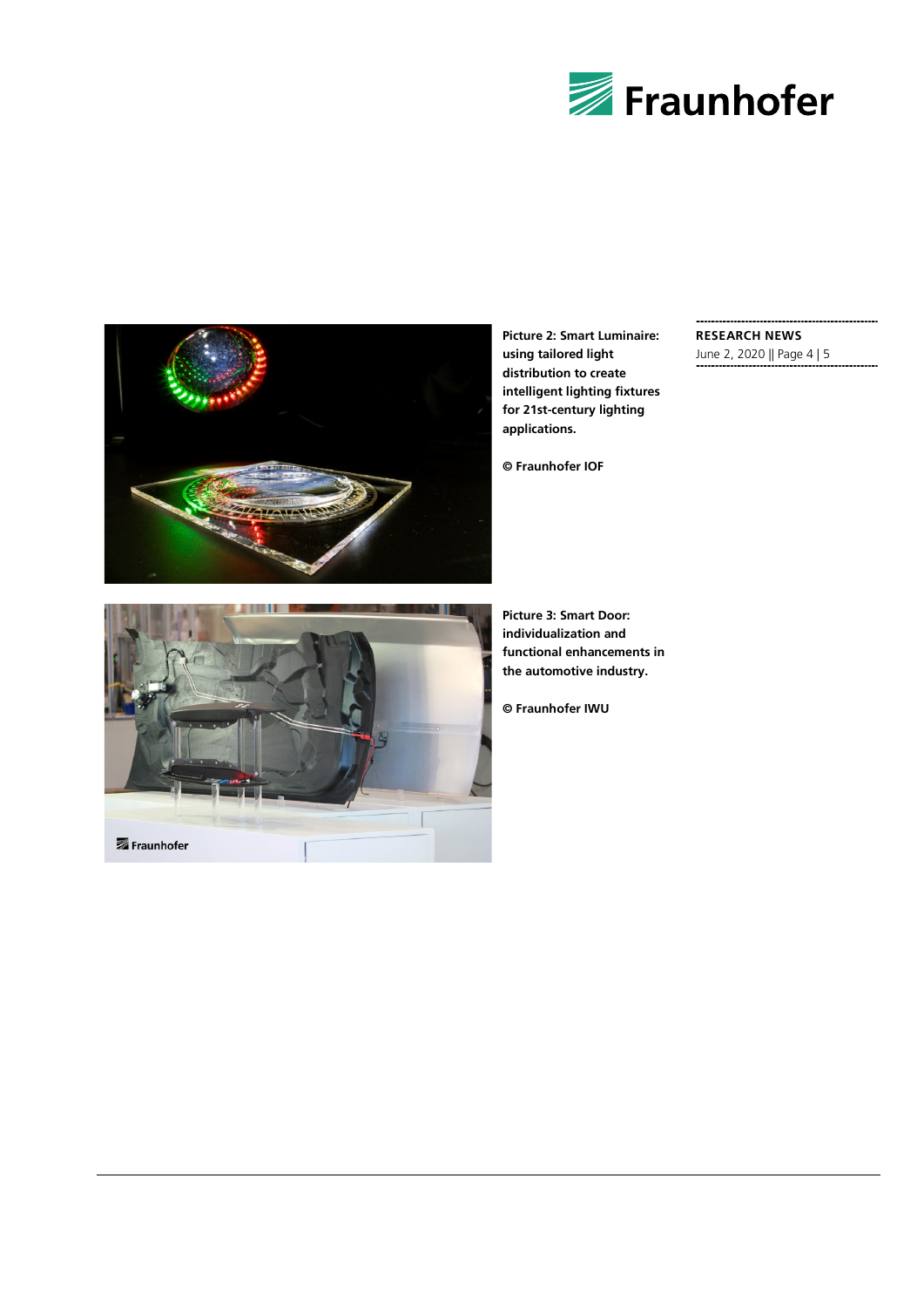**Picture 2: Smart Luminaire: using tailored light distribution to create intelligent lighting fixtures for 21st-century lighting applications.**

**© Fraunhofer IOF**

**Picture 3: Smart Door: individualization and functional enhancements in the automotive industry.**

**© Fraunhofer IWU**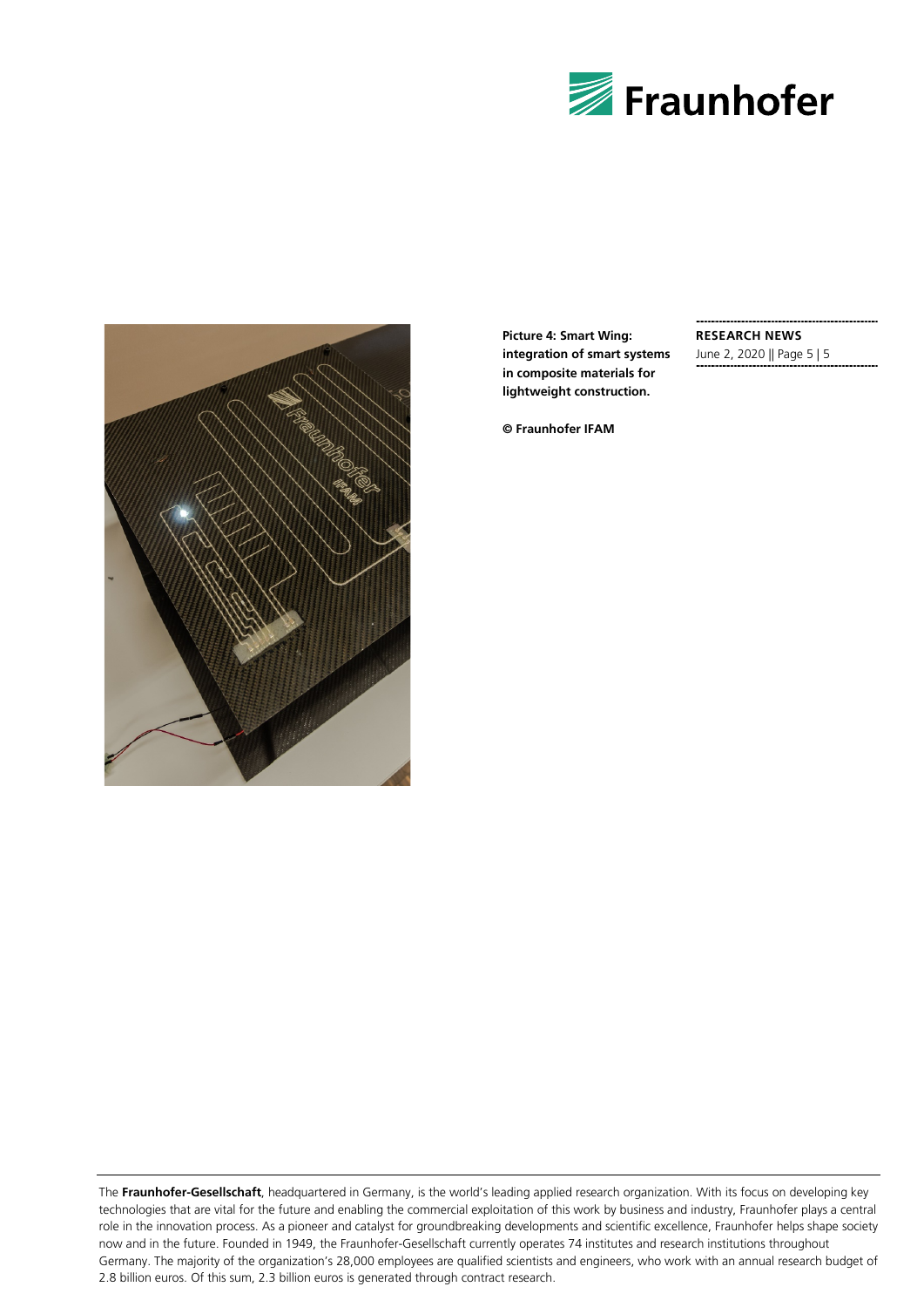**Picture 4: Smart Wing: integration of smart systems in composite materials for lightweight construction.**

**© Fraunhofer IFAM**

**RESEARCH NEWS**

June 2, 2020 || Page 5 | 5

The **Fraunhofer-Gesellschaft**, headquartered in Germany, is the world's leading applied research organization. With its focus on developing key technologies that are vital for the future and enabling the commercial exploitation of this work by business and industry, Fraunhofer plays a central role in the innovation process. As a pioneer and catalyst for groundbreaking developments and scientific excellence, Fraunhofer helps shape society now and in the future. Founded in 1949, the Fraunhofer-Gesellschaft currently operates 74 institutes and research institutions throughout Germany. The majority of the organization's 28,000 employees are qualified scientists and engineers, who work with an annual research budget of 2.8 billion euros. Of this sum, 2.3 billion euros is generated through contract research.